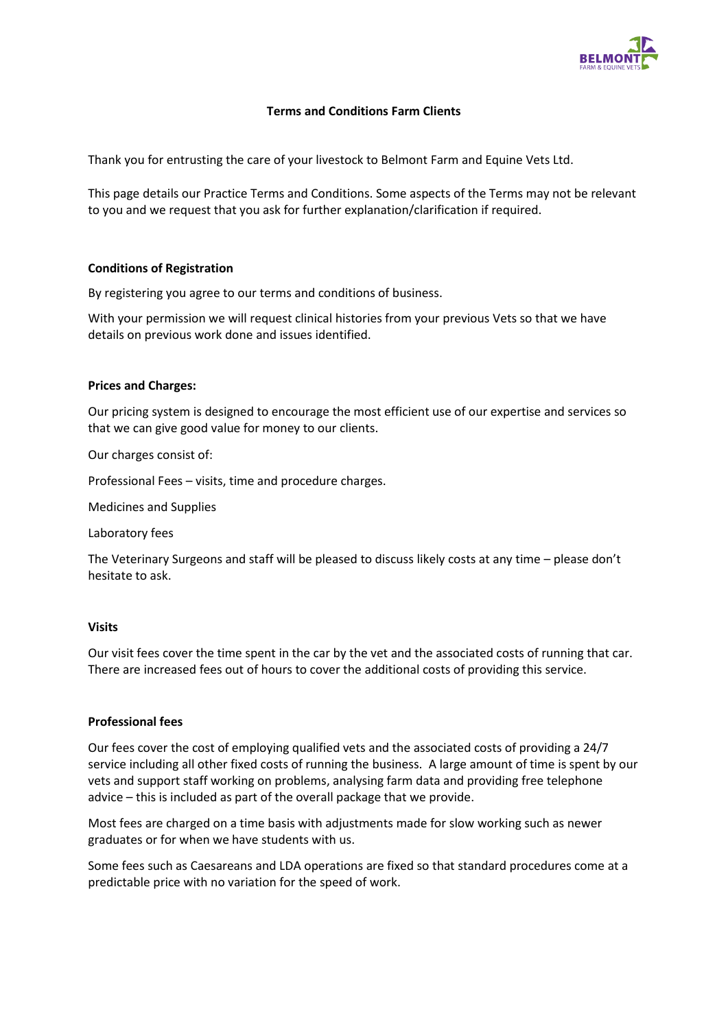# Terms and Conditions Farm Clients

Thank you for entrusting the care of your livestock to Belmont Farm and Equine Vets Ltd.

This page details our Practice Terms and Conditions. Some aspects of the Terms may not be relevant to you and we request that you ask for further explanation/clarification if required.

## Conditions of Registration

By registering you agree to our terms and conditions of business.

With your permission we will request clinical histories from your previous Vets so that we have details on previous work done and issues identified.

## Prices and Charges:

Our pricing system is designed to encourage the most efficient use of our expertise and services so that we can give good value for money to our clients.

Our charges consist of:

Professional Fees – visits, time and procedure charges.

Medicines and Supplies

Laboratory fees

The Veterinary Surgeons and staff will be pleased to discuss likely costs at any time – please don't hesitate to ask.

## Visits

Our visit fees cover the time spent in the car by the vet and the associated costs of running that car. There are increased fees out of hours to cover the additional costs of providing this service.

## Professional fees

Our fees cover the cost of employing qualified vets and the associated costs of providing a 24/7 service including all other fixed costs of running the business. A large amount of time is spent by our vets and support staff working on problems, analysing farm data and providing free telephone advice – this is included as part of the overall package that we provide.

Most fees are charged on a time basis with adjustments made for slow working such as newer graduates or for when we have students with us.

Some fees such as Caesareans and LDA operations are fixed so that standard procedures come at a predictable price with no variation for the speed of work.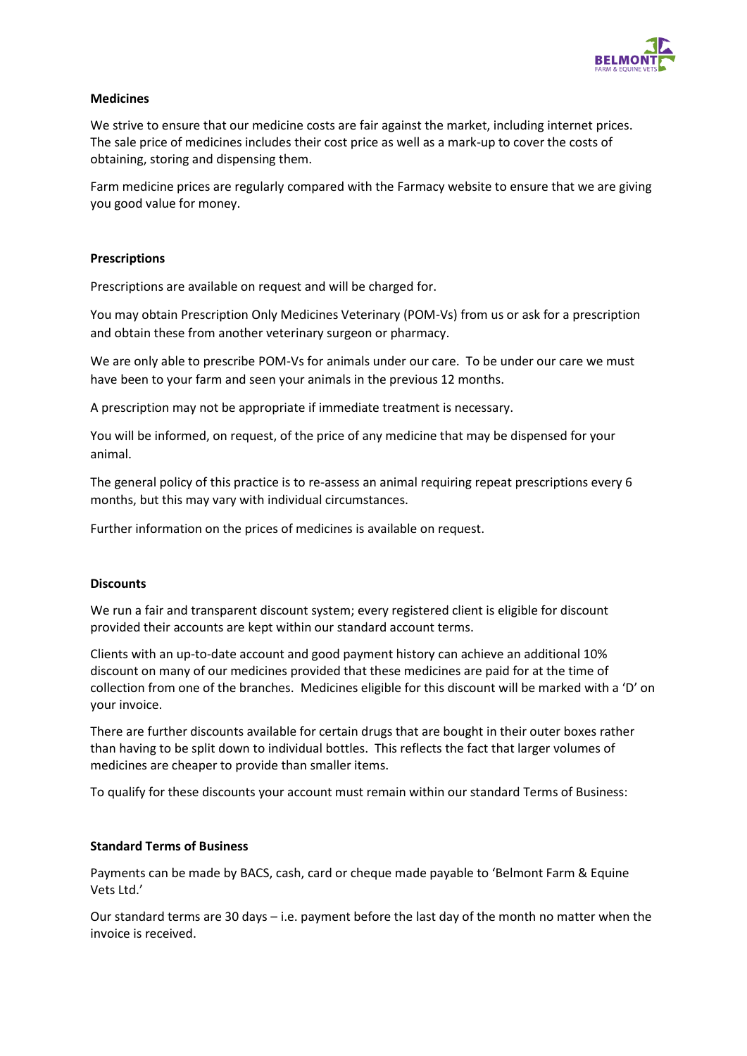**Medicines**

We strive to ensure that our medicine costs are fair against the market, including internet prices. The sale price of medicines includes their cost price as well as a mark-up to cover the costs of obtaining, storing and dispensing them.

Farm medicine prices are regularly compared with the Farmacy website to ensure that we are giving you good value for money.

**Prescriptions**

Prescriptions are available on request and will be charged for.

You may obtain Prescription Only Medicines Veterinary (POM-Vs) from us or ask for a prescription and obtain these from another veterinary surgeon or pharmacy.

We are only able to prescribe POM-Vs for animals under our care. To be under our care we must have been to your farm and seen your animals in the previous 12 months.

A prescription may not be appropriate if immediate treatment is necessary.

You will be informed, on request, of the price of any medicine that may be dispensed for your animal.

The general policy of this practice is to re-assess an animal requiring repeat prescriptions every 6 months, but this may vary with individual circumstances.

Further information on the prices of medicines is available on request.

**Discounts**

We run a fair and transparent discount system; every registered client is eligible for discount provided their accounts are kept within our standard account terms.

Clients with an up-to-date account and good payment history can achieve an additional 10% discount on many of our medicines provided that these medicines are paid for at the time of collection from one of the branches. Medicines eligible for this discount will be marked with a 'D' on your invoice.

There are further discounts available for certain drugs that are bought in their outer boxes rather than having to be split down to individual bottles. This reflects the fact that larger volumes of medicines are cheaper to provide than smaller items.

To qualify for these discounts your account must remain within our standard Terms of Business:

**Standard Terms of Business**

Payments can be made by BACS, cash, card or cheque made payable to 'Belmont Farm & Equine Vets Ltd.'

Our standard terms are 30 days – i.e. payment before the last day of the month no matter when the invoice is received.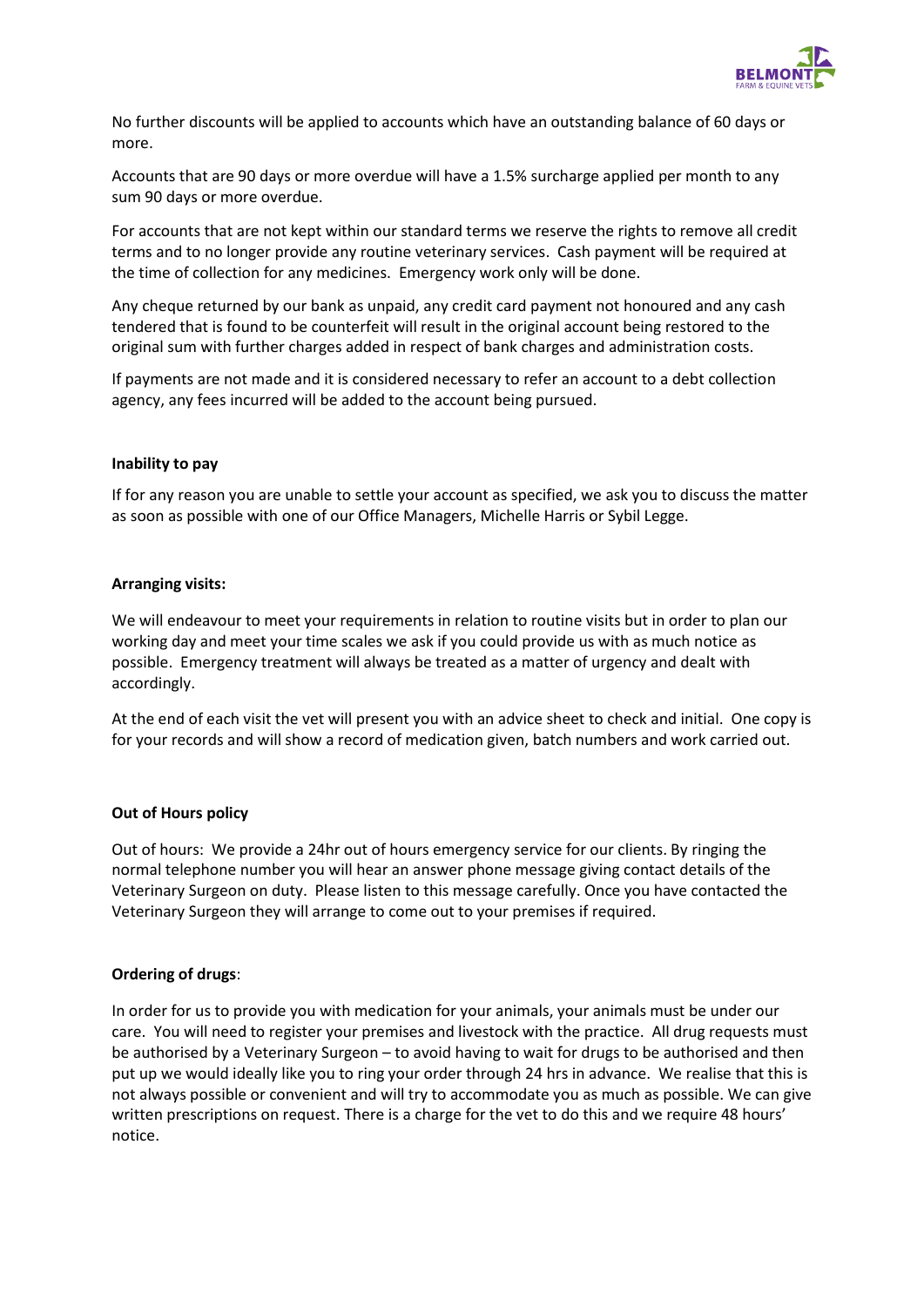No further discounts will be applied to accounts which have an outstanding balance of 60 days or more.

Accounts that are 90 days or more overdue will have a 1.5% surcharge applied per month to any sum 90 days or more overdue.

For accounts that are not kept within our standard terms we reserve the rights to remove all credit terms and to no longer provide any routine veterinary services. Cash payment will be required at the time of collection for any medicines. Emergency work only will be done.

Any cheque returned by our bank as unpaid, any credit card payment not honoured and any cash tendered that is found to be counterfeit will result in the original account being restored to the original sum with further charges added in respect of bank charges and administration costs.

If payments are not made and it is considered necessary to refer an account to a debt collection agency, any fees incurred will be added to the account being pursued.

**Inability to pay**

If for any reason you are unable to settle your account as specified, we ask you to discuss the matter as soon as possible with one of our Office Managers, Michelle Harris or Sybil Legge.

**Arranging visits:**

We will endeavour to meet your requirements in relation to routine visits but in order to plan our working day and meet your time scales we ask if you could provide us with as much notice as possible. Emergency treatment will always be treated as a matter of urgency and dealt with accordingly.

At the end of each visit the vet will present you with an advice sheet to check and initial. One copy is for your records and will show a record of medication given, batch numbers and work carried out.

**Out of Hours policy**

Out of hours: We provide a 24hr out of hours emergency service for our clients. By ringing the normal telephone number you will hear an answer phone message giving contact details of the Veterinary Surgeon on duty. Please listen to this message carefully. Once you have contacted the Veterinary Surgeon they will arrange to come out to your premises if required.

**Ordering of drugs**:

In order for us to provide you with medication for your animals, your animals must be under our care. You will need to register your premises and livestock with the practice. All drug requests must be authorised by a Veterinary Surgeon – to avoid having to wait for drugs to be authorised and then put up we would ideally like you to ring your order through 24 hrs in advance. We realise that this is not always possible or convenient and will try to accommodate you as much as possible. We can give written prescriptions on request. There is a charge for the vet to do this and we require 48 hours' notice.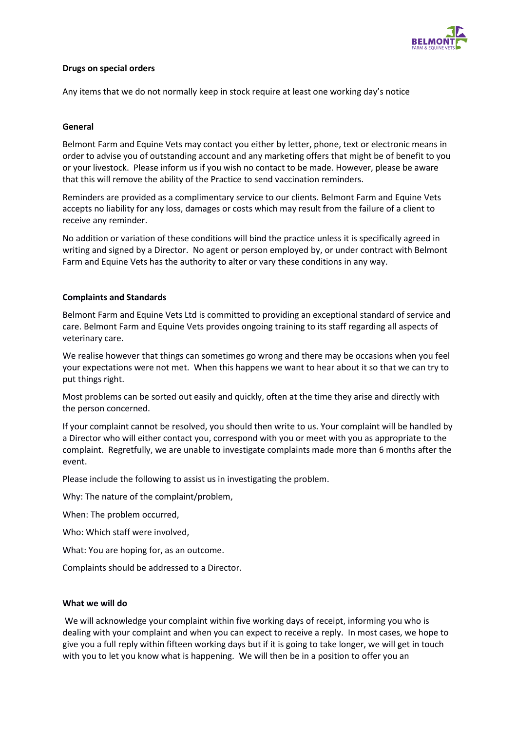**Drugs on special orders**

Any items that we do not normally keep in stock require at least one working day's notice

**General**

Belmont Farm and Equine Vets may contact you either by letter, phone, text or electronic means in order to advise you of outstanding account and any marketing offers that might be of benefit to you or your livestock. Please inform us if you wish no contact to be made. However, please be aware that this will remove the ability of the Practice to send vaccination reminders.

Reminders are provided as a complimentary service to our clients. Belmont Farm and Equine Vets accepts no liability for any loss, damages or costs which may result from the failure of a client to receive any reminder.

No addition or variation of these conditions will bind the practice unless it is specifically agreed in writing and signed by a Director. No agent or person employed by, or under contract with Belmont Farm and Equine Vets has the authority to alter or vary these conditions in any way.

**Complaints and Standards**

Belmont Farm and Equine Vets Ltd is committed to providing an exceptional standard of service and care. Belmont Farm and Equine Vets provides ongoing training to its staff regarding all aspects of veterinary care.

We realise however that things can sometimes go wrong and there may be occasions when you feel your expectations were not met. When this happens we want to hear about it so that we can try to put things right.

Most problems can be sorted out easily and quickly, often at the time they arise and directly with the person concerned.

If your complaint cannot be resolved, you should then write to us. Your complaint will be handled by a Director who will either contact you, correspond with you or meet with you as appropriate to the complaint. Regretfully, we are unable to investigate complaints made more than 6 months after the event.

Please include the following to assist us in investigating the problem.

Why: The nature of the complaint/problem,

When: The problem occurred,

Who: Which staff were involved,

What: You are hoping for, as an outcome.

Complaints should be addressed to a Director.

**What we will do**

We will acknowledge your complaint within five working days of receipt, informing you who is dealing with your complaint and when you can expect to receive a reply. In most cases, we hope to give you a full reply within fifteen working days but if it is going to take longer, we will get in touch with you to let you know what is happening. We will then be in a position to offer you an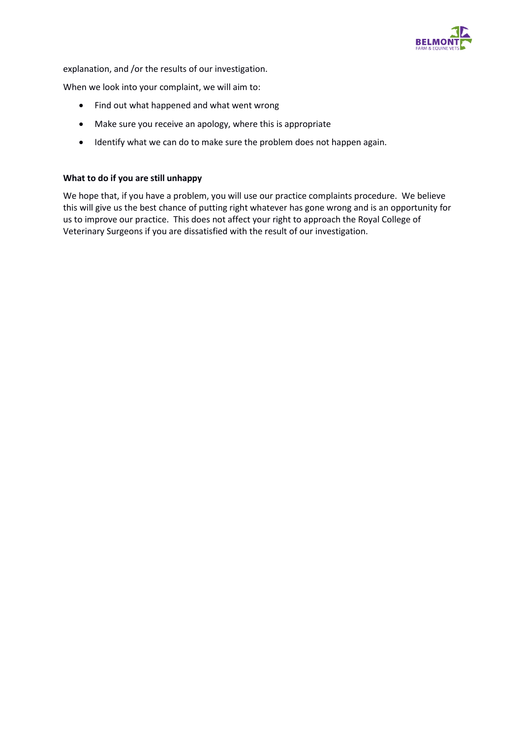explanation, and /or the results of our investigation.

When we look into your complaint, we will aim to:

- Find out what happened and what went wrong
- Make sure you receive an apology, where this is appropriate
- Identify what we can do to make sure the problem does not happen again.

**What to do if you are still unhappy**

We hope that, if you have a problem, you will use our practice complaints procedure. We believe this will give us the best chance of putting right whatever has gone wrong and is an opportunity for us to improve our practice. This does not affect your right to approach the Royal College of Veterinary Surgeons if you are dissatisfied with the result of our investigation.